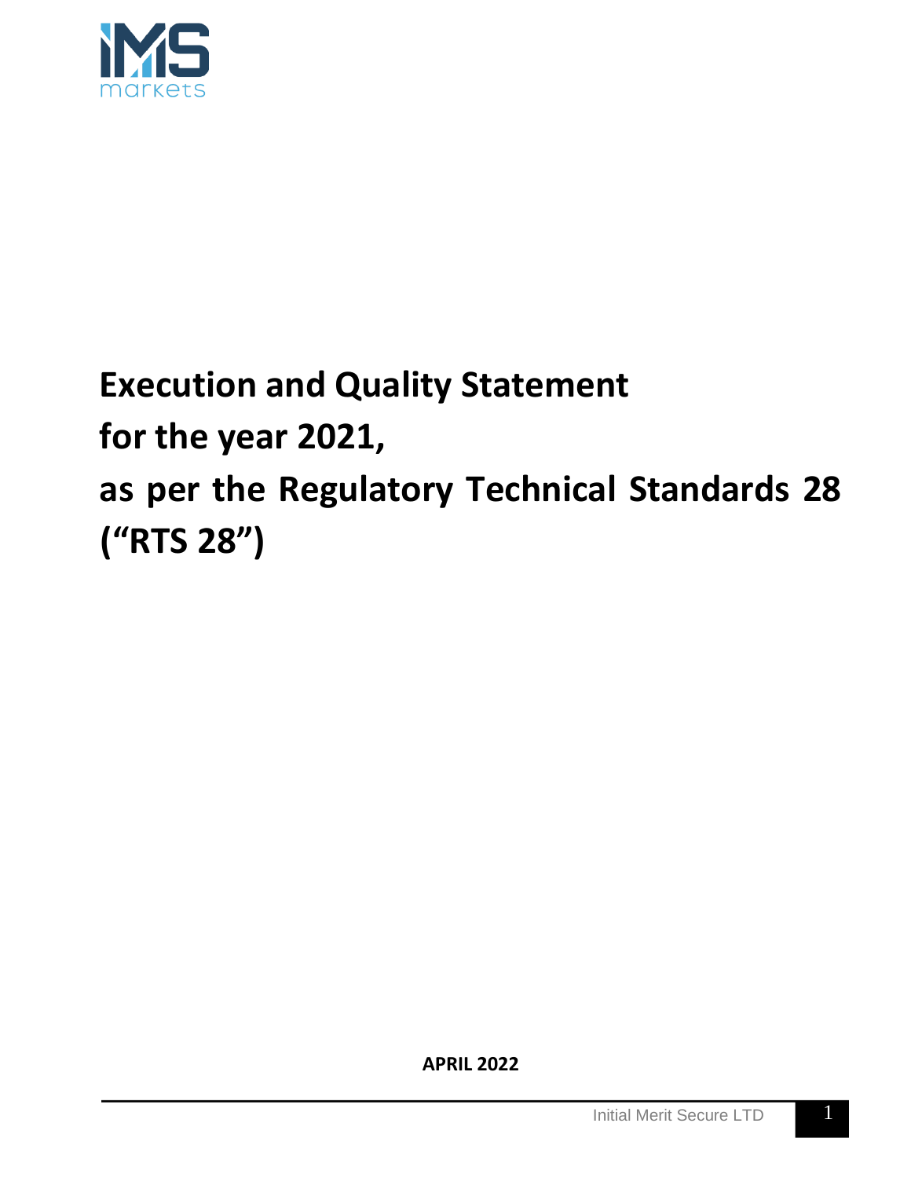# Execution and Quality Statement for the year 2021, as per the Regulatory Technical Standards 28 ("RTS 28")

**APRIL 2022**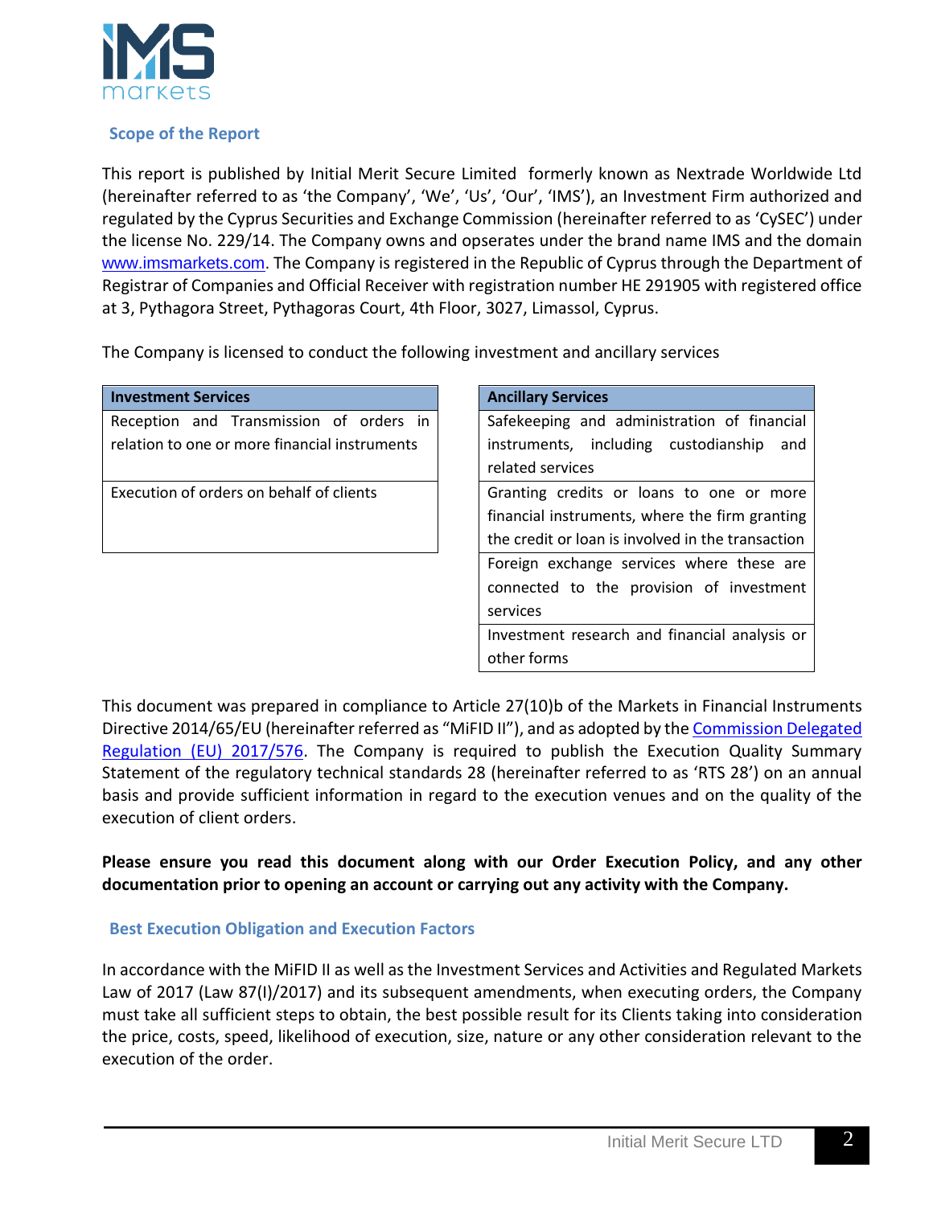## Scope of the Report

This report is published by Initial Merit Secure Limited formerly known as Nextrade Worldwide Ltd (hereinafter referred to as 'the Company', 'We', 'Us', 'Our', 'IMS'), an Investment Firm authorized and regulated by the Cyprus Securities and Exchange Commission (hereinafter referred to as 'CySEC') under the license No. 229/14. The Company owns and opserates under the brand name IMS and the domain www.imsmarkets.com. The Company is registered in the Republic of Cyprus through the Department of Registrar of Companies and Official Receiver with registration number HE 291905 with registered office at 3, Pythagora Street, Pythagoras Court, 4th Floor, 3027, Limassol, Cyprus.

The Company is licensed to conduct the following investment and ancillary services

| Investment Services |
|---|
| Reception and Transmission of orders in relation to one or more financial instruments |
| Execution of orders on behalf of clients |

| Ancillary Services |
|---|
| Safekeeping and administration of financial instruments, including custodianship and related services |
| Granting credits or loans to one or more financial instruments, where the firm granting the credit or loan is involved in the transaction |
| Foreign exchange services where these are connected to the provision of investment services |
| Investment research and financial analysis or other forms |

This document was prepared in compliance to Article 27(10)b of the Markets in Financial Instruments Directive 2014/65/EU (hereinafter referred as "MiFID II"), and as adopted by the Commission Delegated Regulation (EU) 2017/576. The Company is required to publish the Execution Quality Summary Statement of the regulatory technical standards 28 (hereinafter referred to as 'RTS 28') on an annual basis and provide sufficient information in regard to the execution venues and on the quality of the execution of client orders.

**Please ensure you read this document along with our Order Execution Policy, and any other documentation prior to opening an account or carrying out any activity with the Company.**

## Best Execution Obligation and Execution Factors

In accordance with the MiFID II as well as the Investment Services and Activities and Regulated Markets Law of 2017 (Law 87(I)/2017) and its subsequent amendments, when executing orders, the Company must take all sufficient steps to obtain, the best possible result for its Clients taking into consideration the price, costs, speed, likelihood of execution, size, nature or any other consideration relevant to the execution of the order.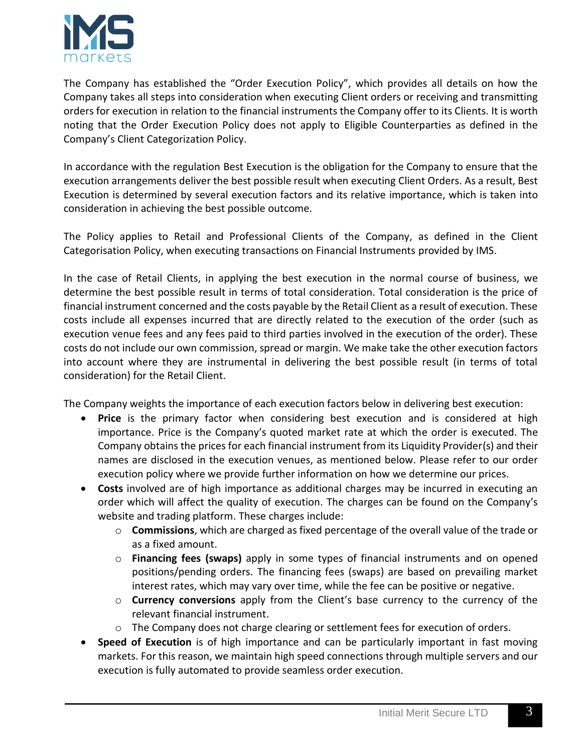The Company has established the "Order Execution Policy", which provides all details on how the Company takes all steps into consideration when executing Client orders or receiving and transmitting orders for execution in relation to the financial instruments the Company offer to its Clients. It is worth noting that the Order Execution Policy does not apply to Eligible Counterparties as defined in the Company's Client Categorization Policy.

In accordance with the regulation Best Execution is the obligation for the Company to ensure that the execution arrangements deliver the best possible result when executing Client Orders. As a result, Best Execution is determined by several execution factors and its relative importance, which is taken into consideration in achieving the best possible outcome.

The Policy applies to Retail and Professional Clients of the Company, as defined in the Client Categorisation Policy, when executing transactions on Financial Instruments provided by IMS.

In the case of Retail Clients, in applying the best execution in the normal course of business, we determine the best possible result in terms of total consideration. Total consideration is the price of financial instrument concerned and the costs payable by the Retail Client as a result of execution. These costs include all expenses incurred that are directly related to the execution of the order (such as execution venue fees and any fees paid to third parties involved in the execution of the order). These costs do not include our own commission, spread or margin. We make take the other execution factors into account where they are instrumental in delivering the best possible result (in terms of total consideration) for the Retail Client.

The Company weights the importance of each execution factors below in delivering best execution:

- **Price** is the primary factor when considering best execution and is considered at high importance. Price is the Company's quoted market rate at which the order is executed. The Company obtains the prices for each financial instrument from its Liquidity Provider(s) and their names are disclosed in the execution venues, as mentioned below. Please refer to our order execution policy where we provide further information on how we determine our prices.
- **Costs** involved are of high importance as additional charges may be incurred in executing an order which will affect the quality of execution. The charges can be found on the Company's website and trading platform. These charges include:
  - **Commissions**, which are charged as fixed percentage of the overall value of the trade or as a fixed amount.
  - **Financing fees (swaps)** apply in some types of financial instruments and on opened positions/pending orders. The financing fees (swaps) are based on prevailing market interest rates, which may vary over time, while the fee can be positive or negative.
  - **Currency conversions** apply from the Client's base currency to the currency of the relevant financial instrument.
  - The Company does not charge clearing or settlement fees for execution of orders.
- **Speed of Execution** is of high importance and can be particularly important in fast moving markets. For this reason, we maintain high speed connections through multiple servers and our execution is fully automated to provide seamless order execution.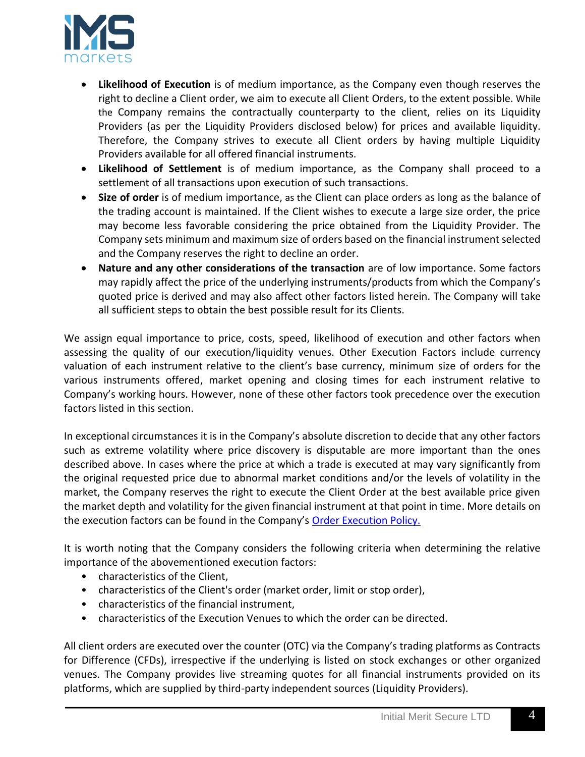- **Likelihood of Execution** is of medium importance, as the Company even though reserves the right to decline a Client order, we aim to execute all Client Orders, to the extent possible. While the Company remains the contractually counterparty to the client, relies on its Liquidity Providers (as per the Liquidity Providers disclosed below) for prices and available liquidity. Therefore, the Company strives to execute all Client orders by having multiple Liquidity Providers available for all offered financial instruments.
- **Likelihood of Settlement** is of medium importance, as the Company shall proceed to a settlement of all transactions upon execution of such transactions.
- **Size of order** is of medium importance, as the Client can place orders as long as the balance of the trading account is maintained. If the Client wishes to execute a large size order, the price may become less favorable considering the price obtained from the Liquidity Provider. The Company sets minimum and maximum size of orders based on the financial instrument selected and the Company reserves the right to decline an order.
- **Nature and any other considerations of the transaction** are of low importance. Some factors may rapidly affect the price of the underlying instruments/products from which the Company's quoted price is derived and may also affect other factors listed herein. The Company will take all sufficient steps to obtain the best possible result for its Clients.

We assign equal importance to price, costs, speed, likelihood of execution and other factors when assessing the quality of our execution/liquidity venues. Other Execution Factors include currency valuation of each instrument relative to the client's base currency, minimum size of orders for the various instruments offered, market opening and closing times for each instrument relative to Company's working hours. However, none of these other factors took precedence over the execution factors listed in this section.

In exceptional circumstances it is in the Company's absolute discretion to decide that any other factors such as extreme volatility where price discovery is disputable are more important than the ones described above. In cases where the price at which a trade is executed at may vary significantly from the original requested price due to abnormal market conditions and/or the levels of volatility in the market, the Company reserves the right to execute the Client Order at the best available price given the market depth and volatility for the given financial instrument at that point in time. More details on the execution factors can be found in the Company's Order Execution Policy.

It is worth noting that the Company considers the following criteria when determining the relative importance of the abovementioned execution factors:

- characteristics of the Client,
- characteristics of the Client's order (market order, limit or stop order),
- characteristics of the financial instrument,
- characteristics of the Execution Venues to which the order can be directed.

All client orders are executed over the counter (OTC) via the Company's trading platforms as Contracts for Difference (CFDs), irrespective if the underlying is listed on stock exchanges or other organized venues. The Company provides live streaming quotes for all financial instruments provided on its platforms, which are supplied by third-party independent sources (Liquidity Providers).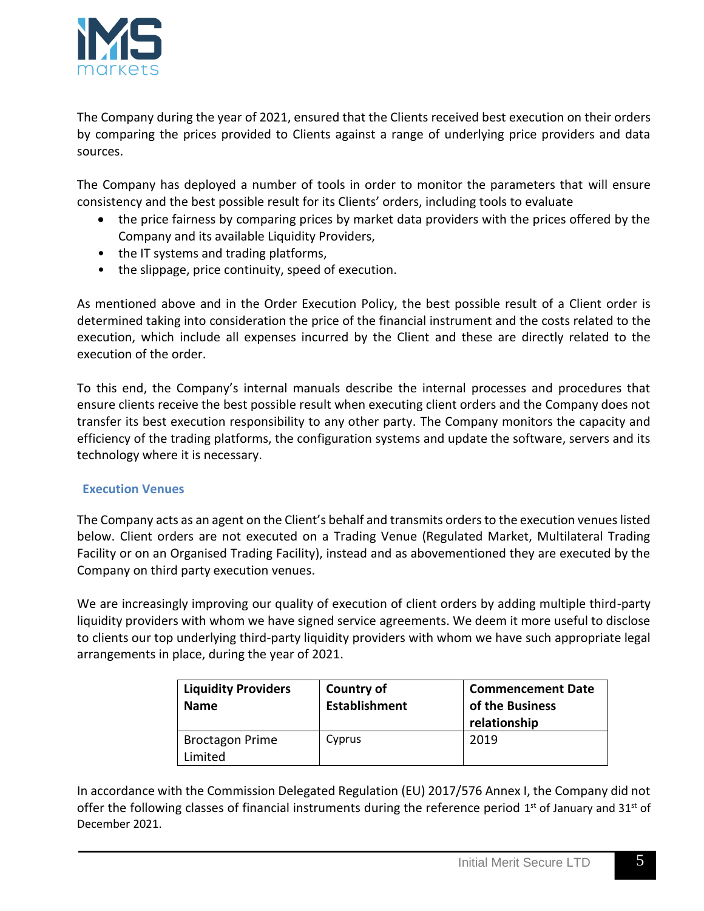The Company during the year of 2021, ensured that the Clients received best execution on their orders by comparing the prices provided to Clients against a range of underlying price providers and data sources.

The Company has deployed a number of tools in order to monitor the parameters that will ensure consistency and the best possible result for its Clients' orders, including tools to evaluate

- the price fairness by comparing prices by market data providers with the prices offered by the Company and its available Liquidity Providers,
- the IT systems and trading platforms,
- the slippage, price continuity, speed of execution.

As mentioned above and in the Order Execution Policy, the best possible result of a Client order is determined taking into consideration the price of the financial instrument and the costs related to the execution, which include all expenses incurred by the Client and these are directly related to the execution of the order.

To this end, the Company's internal manuals describe the internal processes and procedures that ensure clients receive the best possible result when executing client orders and the Company does not transfer its best execution responsibility to any other party. The Company monitors the capacity and efficiency of the trading platforms, the configuration systems and update the software, servers and its technology where it is necessary.

### Execution Venues

The Company acts as an agent on the Client's behalf and transmits orders to the execution venues listed below. Client orders are not executed on a Trading Venue (Regulated Market, Multilateral Trading Facility or on an Organised Trading Facility), instead and as abovementioned they are executed by the Company on third party execution venues.

We are increasingly improving our quality of execution of client orders by adding multiple third-party liquidity providers with whom we have signed service agreements. We deem it more useful to disclose to clients our top underlying third-party liquidity providers with whom we have such appropriate legal arrangements in place, during the year of 2021.

| Liquidity Providers Name | Country of Establishment | Commencement Date of the Business relationship |
|---|---|---|
| Broctagon Prime Limited | Cyprus | 2019 |

In accordance with the Commission Delegated Regulation (EU) 2017/576 Annex I, the Company did not offer the following classes of financial instruments during the reference period 1st of January and 31st of December 2021.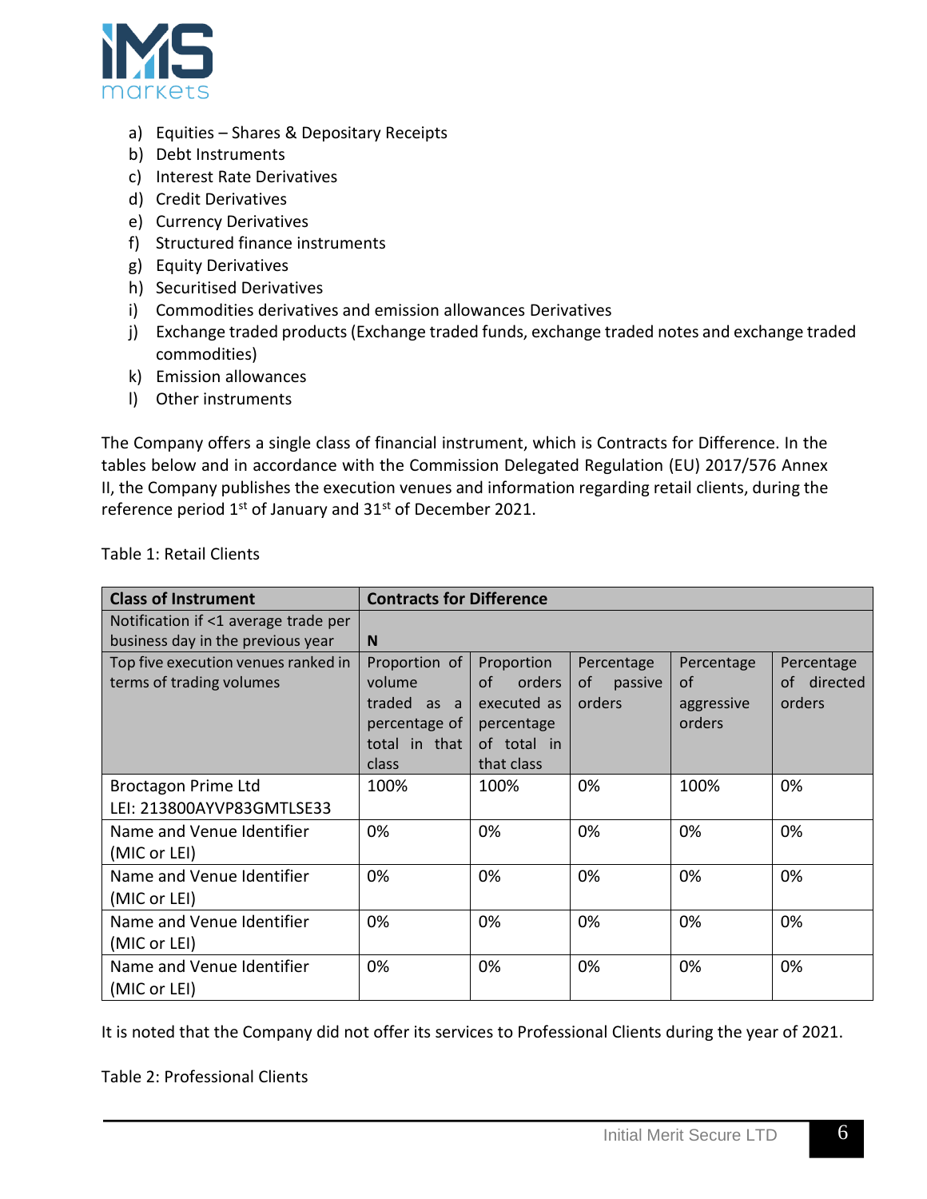a) Equities – Shares & Depositary Receipts
b) Debt Instruments
c) Interest Rate Derivatives
d) Credit Derivatives
e) Currency Derivatives
f) Structured finance instruments
g) Equity Derivatives
h) Securitised Derivatives
i) Commodities derivatives and emission allowances Derivatives
j) Exchange traded products (Exchange traded funds, exchange traded notes and exchange traded commodities)
k) Emission allowances
l) Other instruments

The Company offers a single class of financial instrument, which is Contracts for Difference. In the tables below and in accordance with the Commission Delegated Regulation (EU) 2017/576 Annex II, the Company publishes the execution venues and information regarding retail clients, during the reference period 1st of January and 31st of December 2021.

Table 1: Retail Clients

| **Class of Instrument** | **Contracts for Difference** | | | | |
|---|---|---|---|---|---|
| Notification if <1 average trade per business day in the previous year | **N** | | | | |
| Top five execution venues ranked in terms of trading volumes | Proportion of volume traded as a percentage of total in that class | Proportion of orders executed as percentage of total in that class | Percentage of passive orders | Percentage of aggressive orders | Percentage of directed orders |
| Broctagon Prime Ltd LEI: 213800AYVP83GMTLSE33 | 100% | 100% | 0% | 100% | 0% |
| Name and Venue Identifier (MIC or LEI) | 0% | 0% | 0% | 0% | 0% |
| Name and Venue Identifier (MIC or LEI) | 0% | 0% | 0% | 0% | 0% |
| Name and Venue Identifier (MIC or LEI) | 0% | 0% | 0% | 0% | 0% |
| Name and Venue Identifier (MIC or LEI) | 0% | 0% | 0% | 0% | 0% |

It is noted that the Company did not offer its services to Professional Clients during the year of 2021.

Table 2: Professional Clients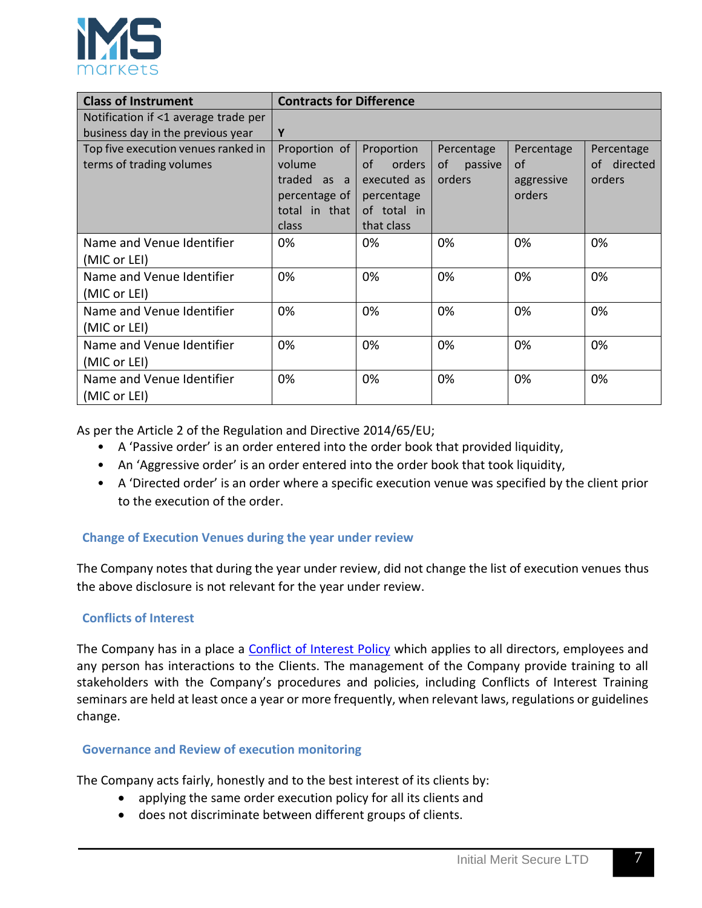| Class of Instrument | Contracts for Difference | | | | |
|---|---|---|---|---|---|
| Notification if <1 average trade per business day in the previous year | **Y** | | | | |
| Top five execution venues ranked in terms of trading volumes | Proportion of volume traded as a percentage of total in that class | Proportion of orders executed as percentage of total in that class | Percentage of passive orders | Percentage of aggressive orders | Percentage of directed orders |
| Name and Venue Identifier (MIC or LEI) | 0% | 0% | 0% | 0% | 0% |
| Name and Venue Identifier (MIC or LEI) | 0% | 0% | 0% | 0% | 0% |
| Name and Venue Identifier (MIC or LEI) | 0% | 0% | 0% | 0% | 0% |
| Name and Venue Identifier (MIC or LEI) | 0% | 0% | 0% | 0% | 0% |
| Name and Venue Identifier (MIC or LEI) | 0% | 0% | 0% | 0% | 0% |

As per the Article 2 of the Regulation and Directive 2014/65/EU;

- A 'Passive order' is an order entered into the order book that provided liquidity,
- An 'Aggressive order' is an order entered into the order book that took liquidity,
- A 'Directed order' is an order where a specific execution venue was specified by the client prior to the execution of the order.

## Change of Execution Venues during the year under review

The Company notes that during the year under review, did not change the list of execution venues thus the above disclosure is not relevant for the year under review.

## Conflicts of Interest

The Company has in a place a Conflict of Interest Policy which applies to all directors, employees and any person has interactions to the Clients. The management of the Company provide training to all stakeholders with the Company's procedures and policies, including Conflicts of Interest Training seminars are held at least once a year or more frequently, when relevant laws, regulations or guidelines change.

## Governance and Review of execution monitoring

The Company acts fairly, honestly and to the best interest of its clients by:

- applying the same order execution policy for all its clients and
- does not discriminate between different groups of clients.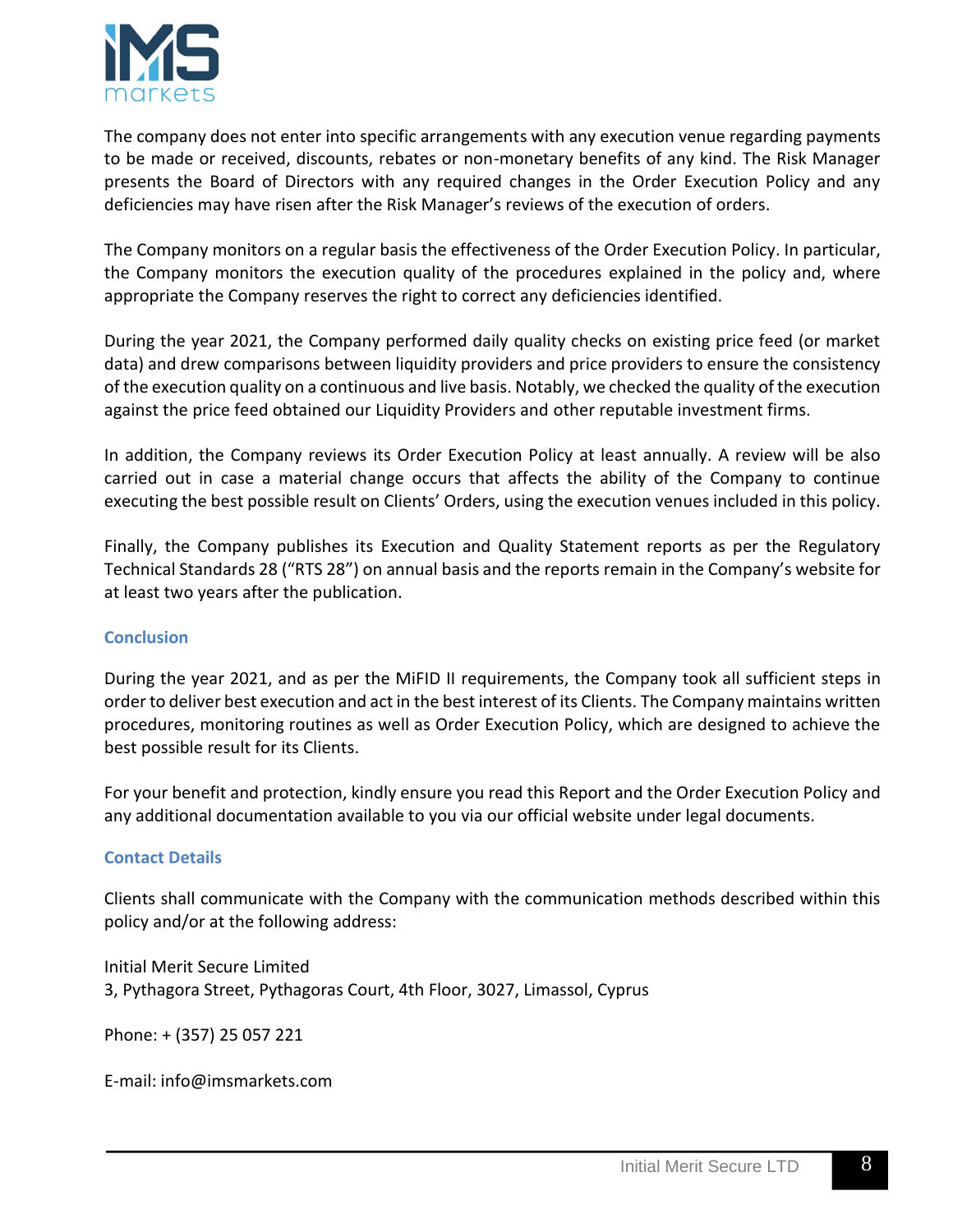The company does not enter into specific arrangements with any execution venue regarding payments to be made or received, discounts, rebates or non-monetary benefits of any kind. The Risk Manager presents the Board of Directors with any required changes in the Order Execution Policy and any deficiencies may have risen after the Risk Manager's reviews of the execution of orders.

The Company monitors on a regular basis the effectiveness of the Order Execution Policy. In particular, the Company monitors the execution quality of the procedures explained in the policy and, where appropriate the Company reserves the right to correct any deficiencies identified.

During the year 2021, the Company performed daily quality checks on existing price feed (or market data) and drew comparisons between liquidity providers and price providers to ensure the consistency of the execution quality on a continuous and live basis. Notably, we checked the quality of the execution against the price feed obtained our Liquidity Providers and other reputable investment firms.

In addition, the Company reviews its Order Execution Policy at least annually. A review will be also carried out in case a material change occurs that affects the ability of the Company to continue executing the best possible result on Clients' Orders, using the execution venues included in this policy.

Finally, the Company publishes its Execution and Quality Statement reports as per the Regulatory Technical Standards 28 ("RTS 28") on annual basis and the reports remain in the Company's website for at least two years after the publication.

## Conclusion

During the year 2021, and as per the MiFID II requirements, the Company took all sufficient steps in order to deliver best execution and act in the best interest of its Clients. The Company maintains written procedures, monitoring routines as well as Order Execution Policy, which are designed to achieve the best possible result for its Clients.

For your benefit and protection, kindly ensure you read this Report and the Order Execution Policy and any additional documentation available to you via our official website under legal documents.

## Contact Details

Clients shall communicate with the Company with the communication methods described within this policy and/or at the following address:

Initial Merit Secure Limited
3, Pythagora Street, Pythagoras Court, 4th Floor, 3027, Limassol, Cyprus

Phone: + (357) 25 057 221

E-mail: info@imsmarkets.com